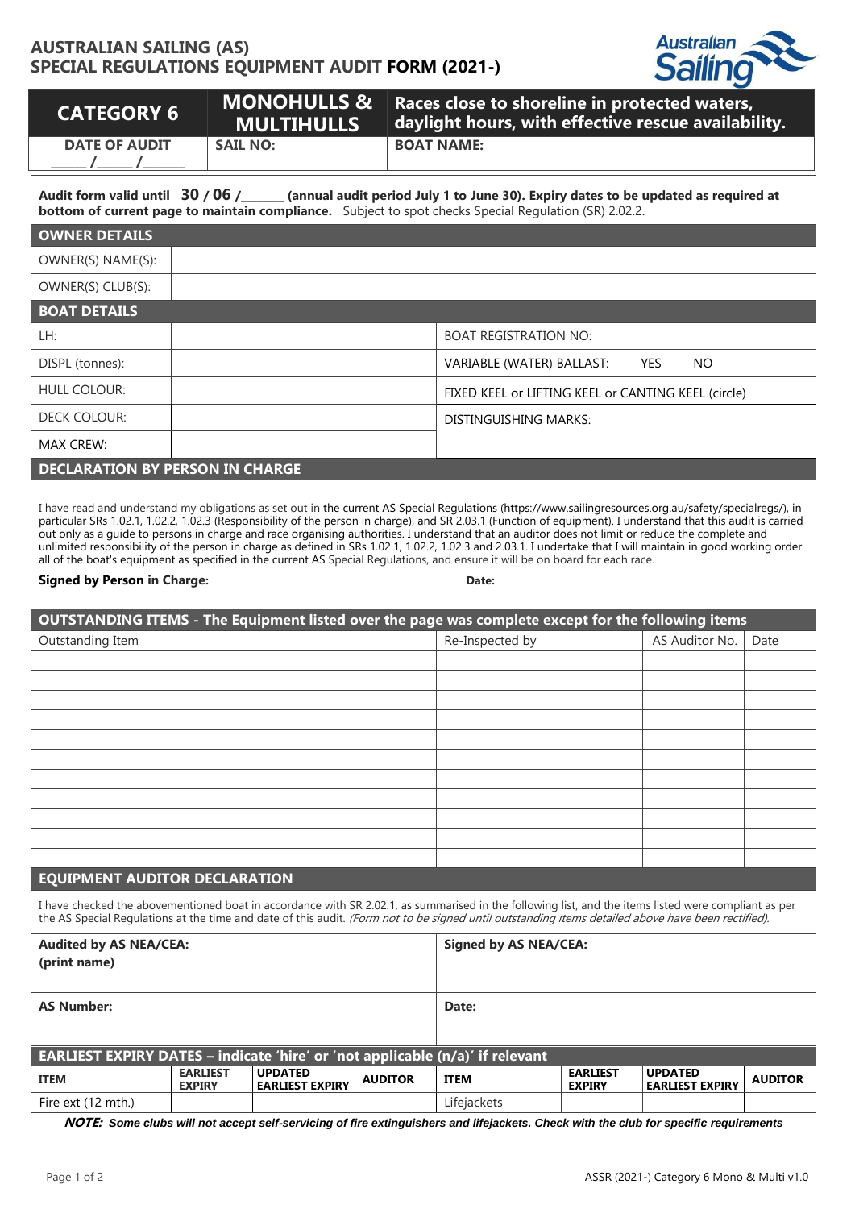# AUSTRALIAN SAILING (AS)
# SPECIAL REGULATIONS EQUIPMENT AUDIT FORM (2021-)

| CATEGORY 6 | MONOHULLS & MULTIHULLS | Races close to shoreline in protected waters, daylight hours, with effective rescue availability. |
|---|---|---|
| **DATE OF AUDIT** \_\_\_\_ / \_\_\_\_ / \_\_\_\_ | **SAIL NO:** | **BOAT NAME:** |

**Audit form valid until 30 / 06 /\_\_\_\_\_\_ (annual audit period July 1 to June 30). Expiry dates to be updated as required at bottom of current page to maintain compliance.** Subject to spot checks Special Regulation (SR) 2.02.2.

## OWNER DETAILS

| | |
|---|---|
| OWNER(S) NAME(S): | |
| OWNER(S) CLUB(S): | |

## BOAT DETAILS

| | | | |
|---|---|---|---|
| LH: | | BOAT REGISTRATION NO: | |
| DISPL (tonnes): | | VARIABLE (WATER) BALLAST: YES NO | |
| HULL COLOUR: | | FIXED KEEL or LIFTING KEEL or CANTING KEEL (circle) | |
| DECK COLOUR: | | DISTINGUISHING MARKS: | |
| MAX CREW: | | | |

## DECLARATION BY PERSON IN CHARGE

I have read and understand my obligations as set out in the current AS Special Regulations (https://www.sailingresources.org.au/safety/specialregs/), in particular SRs 1.02.1, 1.02.2, 1.02.3 (Responsibility of the person in charge), and SR 2.03.1 (Function of equipment). I understand that this audit is carried out only as a guide to persons in charge and race organising authorities. I understand that an auditor does not limit or reduce the complete and unlimited responsibility of the person in charge as defined in SRs 1.02.1, 1.02.2, 1.02.3 and 2.03.1. I undertake that I will maintain in good working order all of the boat's equipment as specified in the current AS Special Regulations, and ensure it will be on board for each race.

**Signed by Person in Charge:** **Date:**

## OUTSTANDING ITEMS - The Equipment listed over the page was complete except for the following items

| Outstanding Item | Re-Inspected by | AS Auditor No. | Date |
|---|---|---|---|
| | | | |
| | | | |
| | | | |
| | | | |
| | | | |
| | | | |
| | | | |
| | | | |
| | | | |
| | | | |
| | | | |

## EQUIPMENT AUDITOR DECLARATION

I have checked the abovementioned boat in accordance with SR 2.02.1, as summarised in the following list, and the items listed were compliant as per the AS Special Regulations at the time and date of this audit. *(Form not to be signed until outstanding items detailed above have been rectified).*

| | |
|---|---|
| **Audited by AS NEA/CEA: (print name)** | **Signed by AS NEA/CEA:** |
| **AS Number:** | **Date:** |

## EARLIEST EXPIRY DATES – indicate 'hire' or 'not applicable (n/a)' if relevant

| ITEM | EARLIEST EXPIRY | UPDATED EARLIEST EXPIRY | AUDITOR | ITEM | EARLIEST EXPIRY | UPDATED EARLIEST EXPIRY | AUDITOR |
|---|---|---|---|---|---|---|---|
| Fire ext (12 mth.) | | | | Lifejackets | | | |

***NOTE:** Some clubs will not accept self-servicing of fire extinguishers and lifejackets. Check with the club for specific requirements*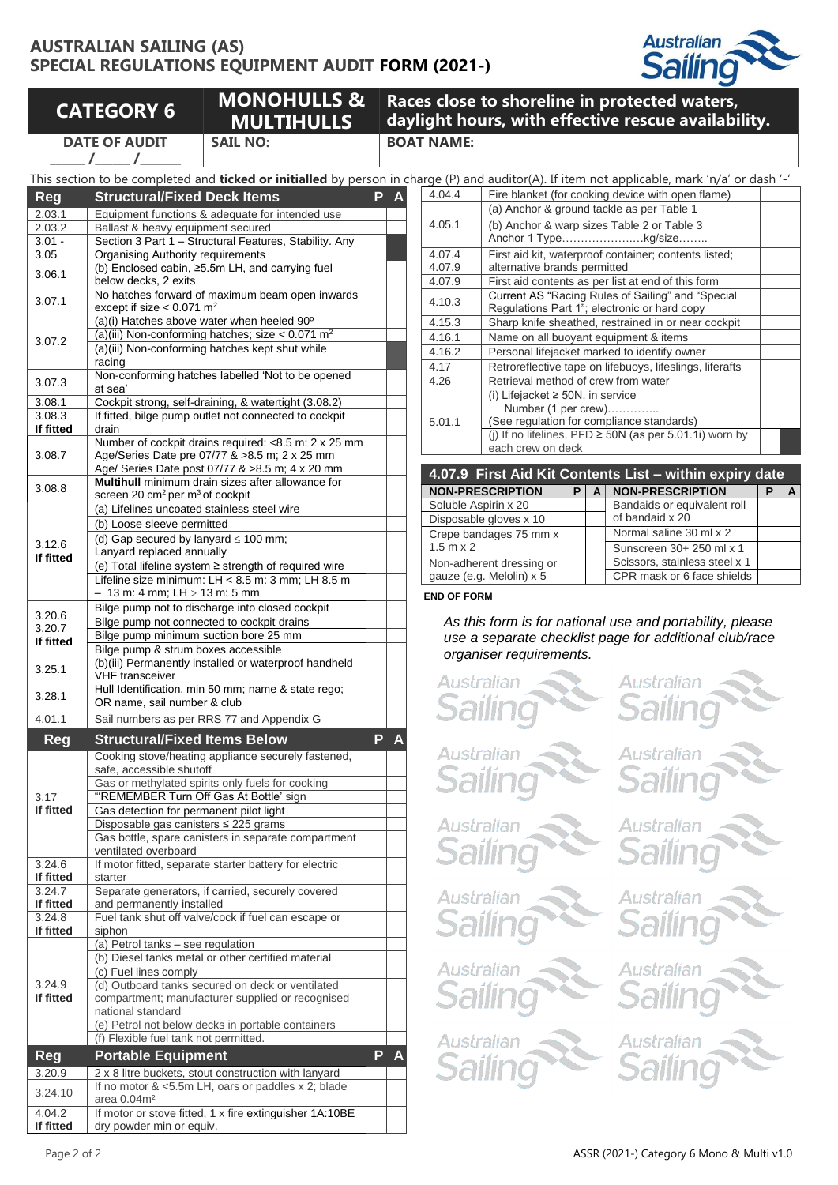# AUSTRALIAN SAILING (AS)
# SPECIAL REGULATIONS EQUIPMENT AUDIT **FORM (2021-)**

| CATEGORY 6 | MONOHULLS & MULTIHULLS | Races close to shoreline in protected waters, daylight hours, with effective rescue availability. |
|---|---|---|
| DATE OF AUDIT ____/____/____ | SAIL NO: | BOAT NAME: |

This section to be completed and **ticked or initialled** by person in charge (P) and auditor(A). If item not applicable, mark 'n/a' or dash '-'

| Reg | Structural/Fixed Deck Items | P | A |
|---|---|---|---|
| 2.03.1 | Equipment functions & adequate for intended use | | |
| 2.03.2 | Ballast & heavy equipment secured | | |
| 3.01 - 3.05 | Section 3 Part 1 – Structural Features, Stability. Any Organising Authority requirements | | |
| 3.06.1 | (b) Enclosed cabin, ≥5.5m LH, and carrying fuel below decks, 2 exits | | |
| 3.07.1 | No hatches forward of maximum beam open inwards except if size < 0.071 m² | | |
| 3.07.2 | (a)(i) Hatches above water when heeled 90º | | |
| | (a)(iii) Non-conforming hatches; size < 0.071 m² | | |
| | (a)(iii) Non-conforming hatches kept shut while racing | | |
| 3.07.3 | Non-conforming hatches labelled 'Not to be opened at sea' | | |
| 3.08.1 | Cockpit strong, self-draining, & watertight (3.08.2) | | |
| 3.08.3 If fitted | If fitted, bilge pump outlet not connected to cockpit drain | | |
| 3.08.7 | Number of cockpit drains required: <8.5 m: 2 x 25 mm Age/Series Date pre 07/77 & >8.5 m; 2 x 25 mm Age/ Series Date post 07/77 & >8.5 m; 4 x 20 mm | | |
| 3.08.8 | **Multihull** minimum drain sizes after allowance for screen 20 cm² per m³ of cockpit | | |
| 3.12.6 If fitted | (a) Lifelines uncoated stainless steel wire | | |
| | (b) Loose sleeve permitted | | |
| | (d) Gap secured by lanyard ≤ 100 mm; Lanyard replaced annually | | |
| | (e) Total lifeline system ≥ strength of required wire | | |
| | Lifeline size minimum: LH < 8.5 m: 3 mm; LH 8.5 m – 13 m: 4 mm; LH > 13 m: 5 mm | | |
| 3.20.6 3.20.7 If fitted | Bilge pump not to discharge into closed cockpit | | |
| | Bilge pump not connected to cockpit drains | | |
| | Bilge pump minimum suction bore 25 mm | | |
| | Bilge pump & strum boxes accessible | | |
| 3.25.1 | (b)(iii) Permanently installed or waterproof handheld VHF transceiver | | |
| 3.28.1 | Hull Identification, min 50 mm; name & state rego; OR name, sail number & club | | |
| 4.01.1 | Sail numbers as per RRS 77 and Appendix G | | |

| Reg | Structural/Fixed Items Below | P | A |
|---|---|---|---|
| 3.17 If fitted | Cooking stove/heating appliance securely fastened, safe, accessible shutoff | | |
| | Gas or methylated spirits only fuels for cooking | | |
| | "'REMEMBER Turn Off Gas At Bottle' sign | | |
| | Gas detection for permanent pilot light | | |
| | Disposable gas canisters ≤ 225 grams | | |
| | Gas bottle, spare canisters in separate compartment ventilated overboard | | |
| 3.24.6 If fitted | If motor fitted, separate starter battery for electric starter | | |
| 3.24.7 If fitted | Separate generators, if carried, securely covered and permanently installed | | |
| 3.24.8 If fitted | Fuel tank shut off valve/cock if fuel can escape or siphon | | |
| 3.24.9 If fitted | (a) Petrol tanks – see regulation | | |
| | (b) Diesel tanks metal or other certified material | | |
| | (c) Fuel lines comply | | |
| | (d) Outboard tanks secured on deck or ventilated compartment; manufacturer supplied or recognised national standard | | |
| | (e) Petrol not below decks in portable containers | | |
| | (f) Flexible fuel tank not permitted. | | |

| Reg | Portable Equipment | P | A |
|---|---|---|---|
| 3.20.9 | 2 x 8 litre buckets, stout construction with lanyard | | |
| 3.24.10 | If no motor & <5.5m LH, oars or paddles x 2; blade area 0.04m² | | |
| 4.04.2 If fitted | If motor or stove fitted, 1 x fire extinguisher 1A:10BE dry powder min or equiv. | | |
| 4.04.4 | Fire blanket (for cooking device with open flame) | | |
| 4.05.1 | (a) Anchor & ground tackle as per Table 1 | | |
| | (b) Anchor & warp sizes Table 2 or Table 3 Anchor 1 Type………………….kg/size…….. | | |
| 4.07.4 4.07.9 | First aid kit, waterproof container; contents listed; alternative brands permitted | | |
| 4.07.9 | First aid contents as per list at end of this form | | |
| 4.10.3 | Current AS "Racing Rules of Sailing" and "Special Regulations Part 1"; electronic or hard copy | | |
| 4.15.3 | Sharp knife sheathed, restrained in or near cockpit | | |
| 4.16.1 | Name on all buoyant equipment & items | | |
| 4.16.2 | Personal lifejacket marked to identify owner | | |
| 4.17 | Retroreflective tape on lifebuoys, lifeslings, liferafts | | |
| 4.26 | Retrieval method of crew from water | | |
| 5.01.1 | (i) Lifejacket ≥ 50N. in service Number (1 per crew)…………. (See regulation for compliance standards) | | |
| | (j) If no lifelines, PFD ≥ 50N (as per 5.01.1i) worn by each crew on deck | | |

## 4.07.9 First Aid Kit Contents List – within expiry date

| NON-PRESCRIPTION | P | A | NON-PRESCRIPTION | P | A |
|---|---|---|---|---|---|
| Soluble Aspirin x 20 | | | Bandaids or equivalent roll of bandaid x 20 | | |
| Disposable gloves x 10 | | | | | |
| Crepe bandages 75 mm x 1.5 m x 2 | | | Normal saline 30 ml x 2 | | |
| | | | Sunscreen 30+ 250 ml x 1 | | |
| Non-adherent dressing or gauze (e.g. Melolin) x 5 | | | Scissors, stainless steel x 1 | | |
| | | | CPR mask or 6 face shields | | |

**END OF FORM**

*As this form is for national use and portability, please use a separate checklist page for additional club/race organiser requirements.*